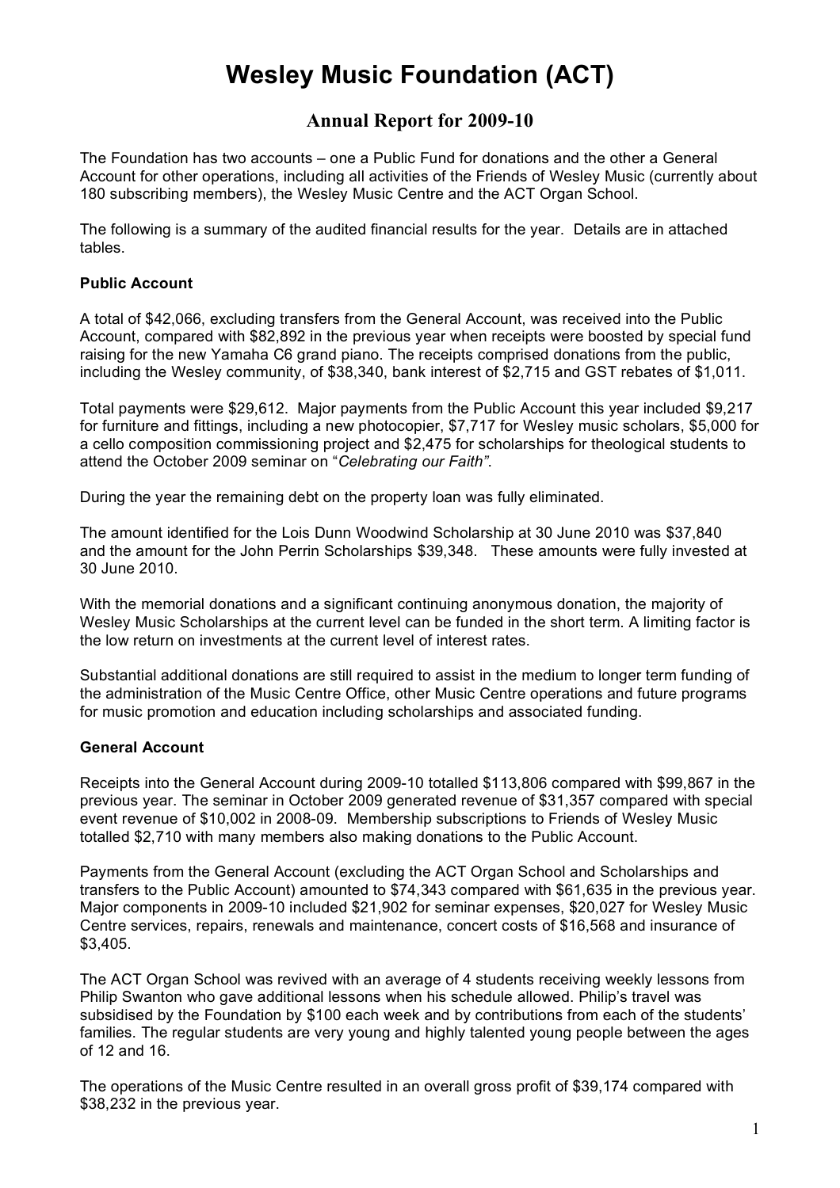# Wesley Music Foundation (ACT)

## Annual Report for 2009-10

The Foundation has two accounts – one a Public Fund for donations and the other a General Account for other operations, including all activities of the Friends of Wesley Music (currently about 180 subscribing members), the Wesley Music Centre and the ACT Organ School.

The following is a summary of the audited financial results for the year. Details are in attached tables.

**Public Account**

A total of $42,066, excluding transfers from the General Account, was received into the Public Account, compared with $82,892 in the previous year when receipts were boosted by special fund raising for the new Yamaha C6 grand piano. The receipts comprised donations from the public, including the Wesley community, of $38,340, bank interest of $2,715 and GST rebates of $1,011.

Total payments were $29,612. Major payments from the Public Account this year included $9,217 for furniture and fittings, including a new photocopier, $7,717 for Wesley music scholars, $5,000 for a cello composition commissioning project and $2,475 for scholarships for theological students to attend the October 2009 seminar on "*Celebrating our Faith"*.

During the year the remaining debt on the property loan was fully eliminated.

The amount identified for the Lois Dunn Woodwind Scholarship at 30 June 2010 was $37,840 and the amount for the John Perrin Scholarships $39,348. These amounts were fully invested at 30 June 2010.

With the memorial donations and a significant continuing anonymous donation, the majority of Wesley Music Scholarships at the current level can be funded in the short term. A limiting factor is the low return on investments at the current level of interest rates.

Substantial additional donations are still required to assist in the medium to longer term funding of the administration of the Music Centre Office, other Music Centre operations and future programs for music promotion and education including scholarships and associated funding.

**General Account**

Receipts into the General Account during 2009-10 totalled $113,806 compared with $99,867 in the previous year. The seminar in October 2009 generated revenue of $31,357 compared with special event revenue of $10,002 in 2008-09. Membership subscriptions to Friends of Wesley Music totalled $2,710 with many members also making donations to the Public Account.

Payments from the General Account (excluding the ACT Organ School and Scholarships and transfers to the Public Account) amounted to $74,343 compared with $61,635 in the previous year. Major components in 2009-10 included $21,902 for seminar expenses, $20,027 for Wesley Music Centre services, repairs, renewals and maintenance, concert costs of $16,568 and insurance of $3,405.

The ACT Organ School was revived with an average of 4 students receiving weekly lessons from Philip Swanton who gave additional lessons when his schedule allowed. Philip's travel was subsidised by the Foundation by $100 each week and by contributions from each of the students' families. The regular students are very young and highly talented young people between the ages of 12 and 16.

The operations of the Music Centre resulted in an overall gross profit of $39,174 compared with $38,232 in the previous year.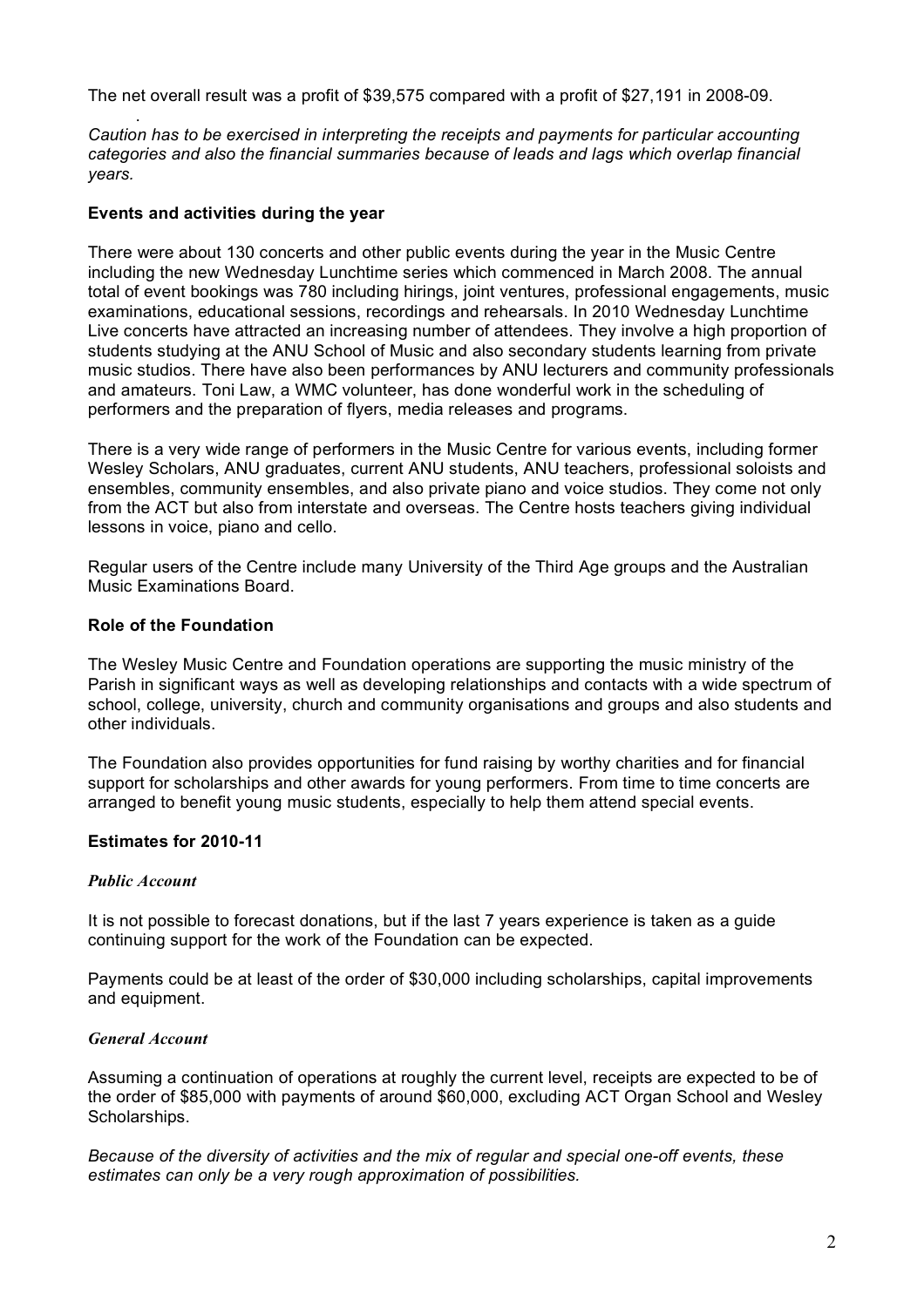The net overall result was a profit of $39,575 compared with a profit of $27,191 in 2008-09.

*Caution has to be exercised in interpreting the receipts and payments for particular accounting categories and also the financial summaries because of leads and lags which overlap financial years.*

**Events and activities during the year**

There were about 130 concerts and other public events during the year in the Music Centre including the new Wednesday Lunchtime series which commenced in March 2008. The annual total of event bookings was 780 including hirings, joint ventures, professional engagements, music examinations, educational sessions, recordings and rehearsals. In 2010 Wednesday Lunchtime Live concerts have attracted an increasing number of attendees. They involve a high proportion of students studying at the ANU School of Music and also secondary students learning from private music studios. There have also been performances by ANU lecturers and community professionals and amateurs. Toni Law, a WMC volunteer, has done wonderful work in the scheduling of performers and the preparation of flyers, media releases and programs.

There is a very wide range of performers in the Music Centre for various events, including former Wesley Scholars, ANU graduates, current ANU students, ANU teachers, professional soloists and ensembles, community ensembles, and also private piano and voice studios. They come not only from the ACT but also from interstate and overseas. The Centre hosts teachers giving individual lessons in voice, piano and cello.

Regular users of the Centre include many University of the Third Age groups and the Australian Music Examinations Board.

**Role of the Foundation**

The Wesley Music Centre and Foundation operations are supporting the music ministry of the Parish in significant ways as well as developing relationships and contacts with a wide spectrum of school, college, university, church and community organisations and groups and also students and other individuals.

The Foundation also provides opportunities for fund raising by worthy charities and for financial support for scholarships and other awards for young performers. From time to time concerts are arranged to benefit young music students, especially to help them attend special events.

**Estimates for 2010-11**

***Public Account***

It is not possible to forecast donations, but if the last 7 years experience is taken as a guide continuing support for the work of the Foundation can be expected.

Payments could be at least of the order of $30,000 including scholarships, capital improvements and equipment.

***General Account***

Assuming a continuation of operations at roughly the current level, receipts are expected to be of the order of $85,000 with payments of around $60,000, excluding ACT Organ School and Wesley Scholarships.

*Because of the diversity of activities and the mix of regular and special one-off events, these estimates can only be a very rough approximation of possibilities.*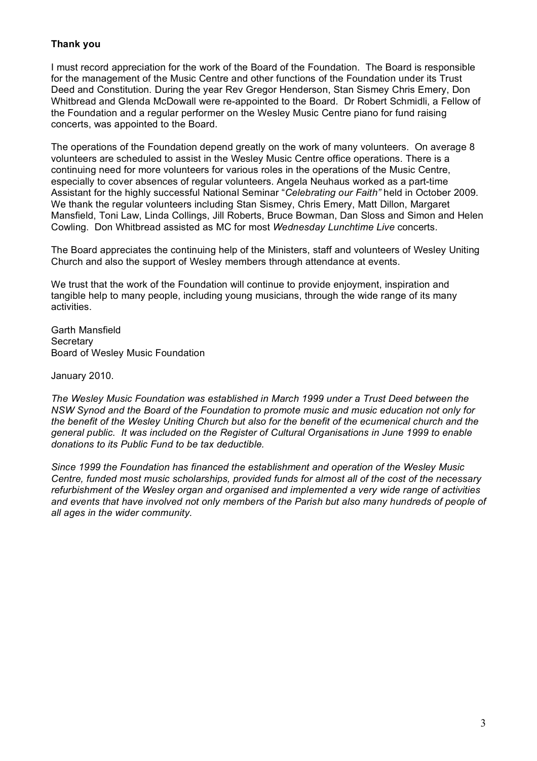**Thank you**

I must record appreciation for the work of the Board of the Foundation. The Board is responsible for the management of the Music Centre and other functions of the Foundation under its Trust Deed and Constitution. During the year Rev Gregor Henderson, Stan Sismey Chris Emery, Don Whitbread and Glenda McDowall were re-appointed to the Board. Dr Robert Schmidli, a Fellow of the Foundation and a regular performer on the Wesley Music Centre piano for fund raising concerts, was appointed to the Board.

The operations of the Foundation depend greatly on the work of many volunteers. On average 8 volunteers are scheduled to assist in the Wesley Music Centre office operations. There is a continuing need for more volunteers for various roles in the operations of the Music Centre, especially to cover absences of regular volunteers. Angela Neuhaus worked as a part-time Assistant for the highly successful National Seminar "*Celebrating our Faith*" held in October 2009. We thank the regular volunteers including Stan Sismey, Chris Emery, Matt Dillon, Margaret Mansfield, Toni Law, Linda Collings, Jill Roberts, Bruce Bowman, Dan Sloss and Simon and Helen Cowling. Don Whitbread assisted as MC for most *Wednesday Lunchtime Live* concerts.

The Board appreciates the continuing help of the Ministers, staff and volunteers of Wesley Uniting Church and also the support of Wesley members through attendance at events.

We trust that the work of the Foundation will continue to provide enjoyment, inspiration and tangible help to many people, including young musicians, through the wide range of its many activities.

Garth Mansfield
Secretary
Board of Wesley Music Foundation

January 2010.

*The Wesley Music Foundation was established in March 1999 under a Trust Deed between the NSW Synod and the Board of the Foundation to promote music and music education not only for the benefit of the Wesley Uniting Church but also for the benefit of the ecumenical church and the general public. It was included on the Register of Cultural Organisations in June 1999 to enable donations to its Public Fund to be tax deductible.*

*Since 1999 the Foundation has financed the establishment and operation of the Wesley Music Centre, funded most music scholarships, provided funds for almost all of the cost of the necessary refurbishment of the Wesley organ and organised and implemented a very wide range of activities and events that have involved not only members of the Parish but also many hundreds of people of all ages in the wider community.*